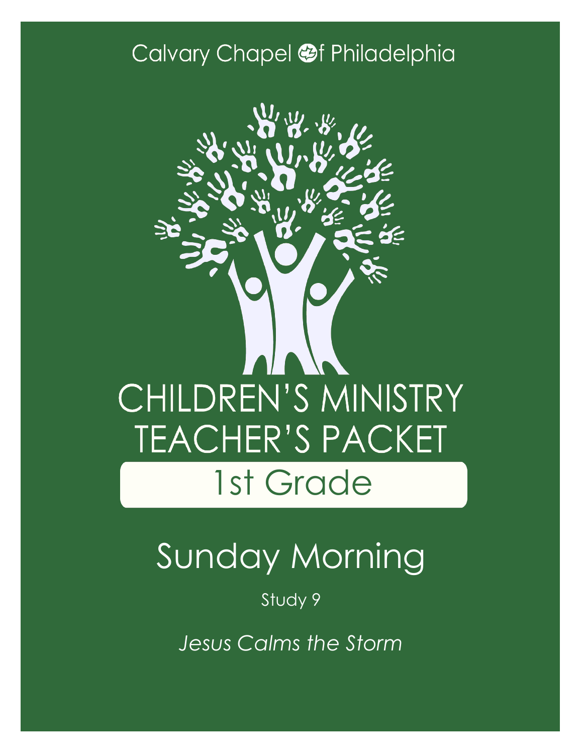Calvary Chapel of Philadelphia

# CHILDREN'S MINISTRY TEACHER'S PACKET

## 1st Grade

# Sunday Morning

Study 9

*Jesus Calms the Storm*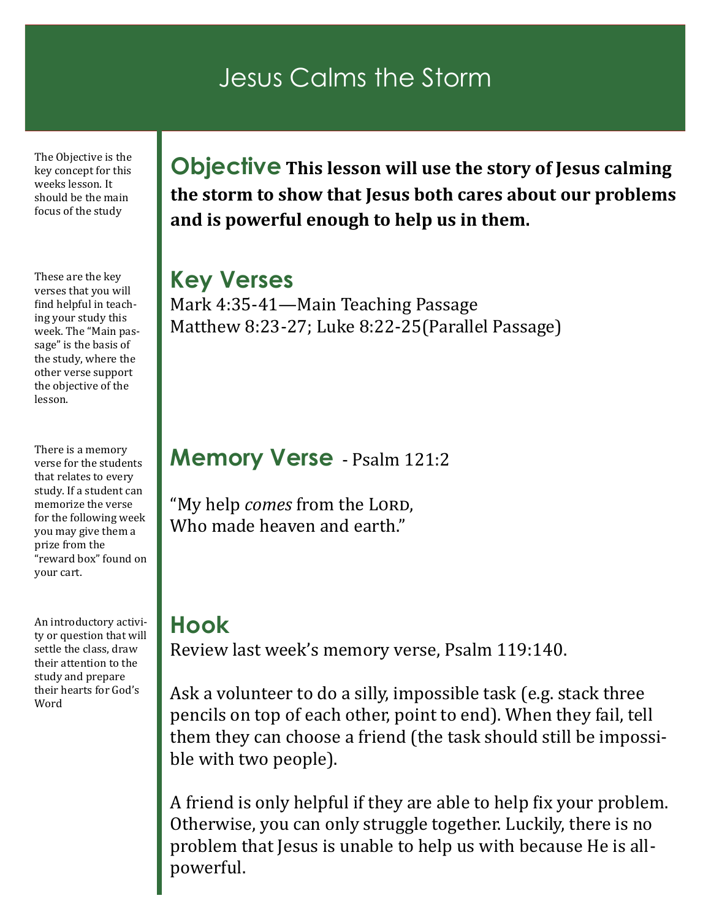# Jesus Calms the Storm

The Objective is the key concept for this weeks lesson. It should be the main focus of the study

## Objective

**This lesson will use the story of Jesus calming the storm to show that Jesus both cares about our problems and is powerful enough to help us in them.**

These are the key verses that you will find helpful in teaching your study this week. The "Main passage" is the basis of the study, where the other verse support the objective of the lesson.

## Key Verses

Mark 4:35-41—Main Teaching Passage
Matthew 8:23-27; Luke 8:22-25(Parallel Passage)

There is a memory verse for the students that relates to every study. If a student can memorize the verse for the following week you may give them a prize from the "reward box" found on your cart.

## Memory Verse - Psalm 121:2

"My help *comes* from the LORD,
Who made heaven and earth."

An introductory activity or question that will settle the class, draw their attention to the study and prepare their hearts for God's Word

## Hook

Review last week's memory verse, Psalm 119:140.

Ask a volunteer to do a silly, impossible task (e.g. stack three pencils on top of each other, point to end). When they fail, tell them they can choose a friend (the task should still be impossible with two people).

A friend is only helpful if they are able to help fix your problem. Otherwise, you can only struggle together. Luckily, there is no problem that Jesus is unable to help us with because He is all-powerful.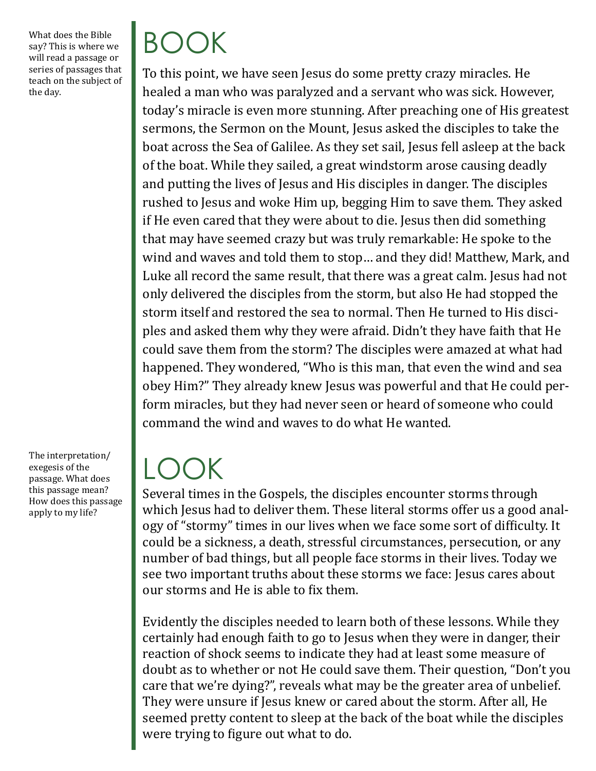What does the Bible say? This is where we will read a passage or series of passages that teach on the subject of the day.

# BOOK

To this point, we have seen Jesus do some pretty crazy miracles. He healed a man who was paralyzed and a servant who was sick. However, today's miracle is even more stunning. After preaching one of His greatest sermons, the Sermon on the Mount, Jesus asked the disciples to take the boat across the Sea of Galilee. As they set sail, Jesus fell asleep at the back of the boat. While they sailed, a great windstorm arose causing deadly and putting the lives of Jesus and His disciples in danger. The disciples rushed to Jesus and woke Him up, begging Him to save them. They asked if He even cared that they were about to die. Jesus then did something that may have seemed crazy but was truly remarkable: He spoke to the wind and waves and told them to stop… and they did! Matthew, Mark, and Luke all record the same result, that there was a great calm. Jesus had not only delivered the disciples from the storm, but also He had stopped the storm itself and restored the sea to normal. Then He turned to His disciples and asked them why they were afraid. Didn't they have faith that He could save them from the storm? The disciples were amazed at what had happened. They wondered, "Who is this man, that even the wind and sea obey Him?" They already knew Jesus was powerful and that He could perform miracles, but they had never seen or heard of someone who could command the wind and waves to do what He wanted.

The interpretation/exegesis of the passage. What does this passage mean? How does this passage apply to my life?

# LOOK

Several times in the Gospels, the disciples encounter storms through which Jesus had to deliver them. These literal storms offer us a good analogy of "stormy" times in our lives when we face some sort of difficulty. It could be a sickness, a death, stressful circumstances, persecution, or any number of bad things, but all people face storms in their lives. Today we see two important truths about these storms we face: Jesus cares about our storms and He is able to fix them.

Evidently the disciples needed to learn both of these lessons. While they certainly had enough faith to go to Jesus when they were in danger, their reaction of shock seems to indicate they had at least some measure of doubt as to whether or not He could save them. Their question, "Don't you care that we're dying?", reveals what may be the greater area of unbelief. They were unsure if Jesus knew or cared about the storm. After all, He seemed pretty content to sleep at the back of the boat while the disciples were trying to figure out what to do.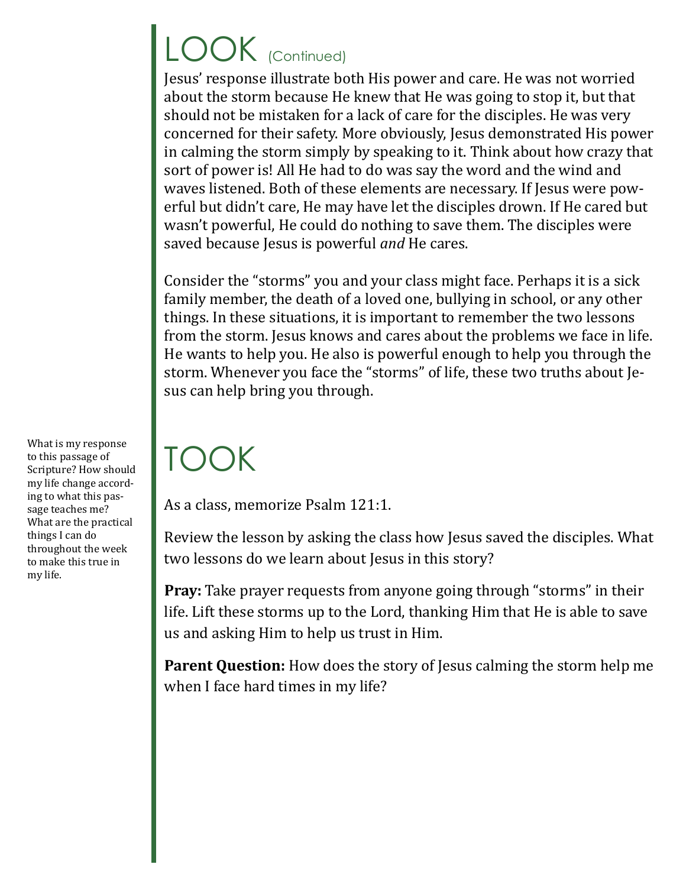# LOOK (Continued)

Jesus' response illustrate both His power and care. He was not worried about the storm because He knew that He was going to stop it, but that should not be mistaken for a lack of care for the disciples. He was very concerned for their safety. More obviously, Jesus demonstrated His power in calming the storm simply by speaking to it. Think about how crazy that sort of power is! All He had to do was say the word and the wind and waves listened. Both of these elements are necessary. If Jesus were powerful but didn't care, He may have let the disciples drown. If He cared but wasn't powerful, He could do nothing to save them. The disciples were saved because Jesus is powerful *and* He cares.

Consider the "storms" you and your class might face. Perhaps it is a sick family member, the death of a loved one, bullying in school, or any other things. In these situations, it is important to remember the two lessons from the storm. Jesus knows and cares about the problems we face in life. He wants to help you. He also is powerful enough to help you through the storm. Whenever you face the "storms" of life, these two truths about Jesus can help bring you through.

# TOOK

What is my response to this passage of Scripture? How should my life change according to what this passage teaches me? What are the practical things I can do throughout the week to make this true in my life.

As a class, memorize Psalm 121:1.

Review the lesson by asking the class how Jesus saved the disciples. What two lessons do we learn about Jesus in this story?

**Pray:** Take prayer requests from anyone going through "storms" in their life. Lift these storms up to the Lord, thanking Him that He is able to save us and asking Him to help us trust in Him.

**Parent Question:** How does the story of Jesus calming the storm help me when I face hard times in my life?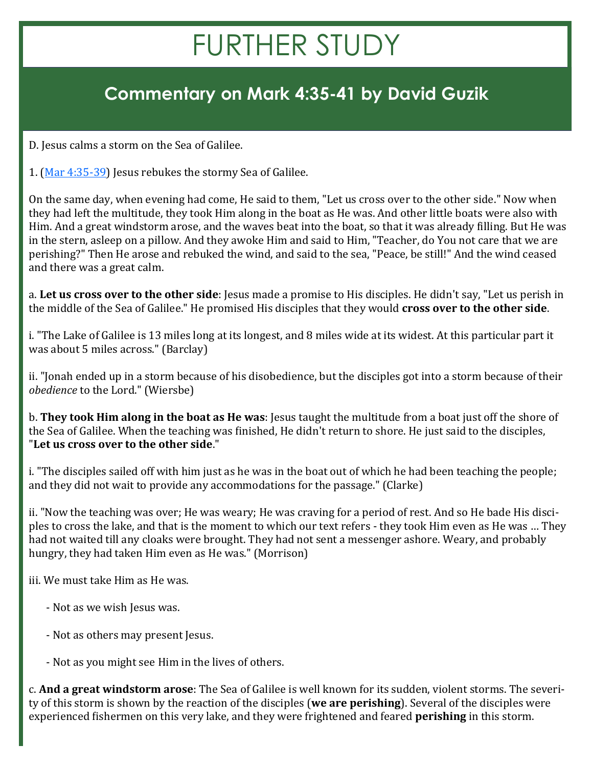# FURTHER STUDY

## Commentary on Mark 4:35-41 by David Guzik

D. Jesus calms a storm on the Sea of Galilee.

1. (Mar 4:35-39) Jesus rebukes the stormy Sea of Galilee.

On the same day, when evening had come, He said to them, "Let us cross over to the other side." Now when they had left the multitude, they took Him along in the boat as He was. And other little boats were also with Him. And a great windstorm arose, and the waves beat into the boat, so that it was already filling. But He was in the stern, asleep on a pillow. And they awoke Him and said to Him, "Teacher, do You not care that we are perishing?" Then He arose and rebuked the wind, and said to the sea, "Peace, be still!" And the wind ceased and there was a great calm.

a. **Let us cross over to the other side**: Jesus made a promise to His disciples. He didn't say, "Let us perish in the middle of the Sea of Galilee." He promised His disciples that they would **cross over to the other side**.

i. "The Lake of Galilee is 13 miles long at its longest, and 8 miles wide at its widest. At this particular part it was about 5 miles across." (Barclay)

ii. "Jonah ended up in a storm because of his disobedience, but the disciples got into a storm because of their *obedience* to the Lord." (Wiersbe)

b. **They took Him along in the boat as He was**: Jesus taught the multitude from a boat just off the shore of the Sea of Galilee. When the teaching was finished, He didn't return to shore. He just said to the disciples, "**Let us cross over to the other side**."

i. "The disciples sailed off with him just as he was in the boat out of which he had been teaching the people; and they did not wait to provide any accommodations for the passage." (Clarke)

ii. "Now the teaching was over; He was weary; He was craving for a period of rest. And so He bade His disciples to cross the lake, and that is the moment to which our text refers - they took Him even as He was … They had not waited till any cloaks were brought. They had not sent a messenger ashore. Weary, and probably hungry, they had taken Him even as He was." (Morrison)

iii. We must take Him as He was.

- Not as we wish Jesus was.
- Not as others may present Jesus.
- Not as you might see Him in the lives of others.

c. **And a great windstorm arose**: The Sea of Galilee is well known for its sudden, violent storms. The severity of this storm is shown by the reaction of the disciples (**we are perishing**). Several of the disciples were experienced fishermen on this very lake, and they were frightened and feared **perishing** in this storm.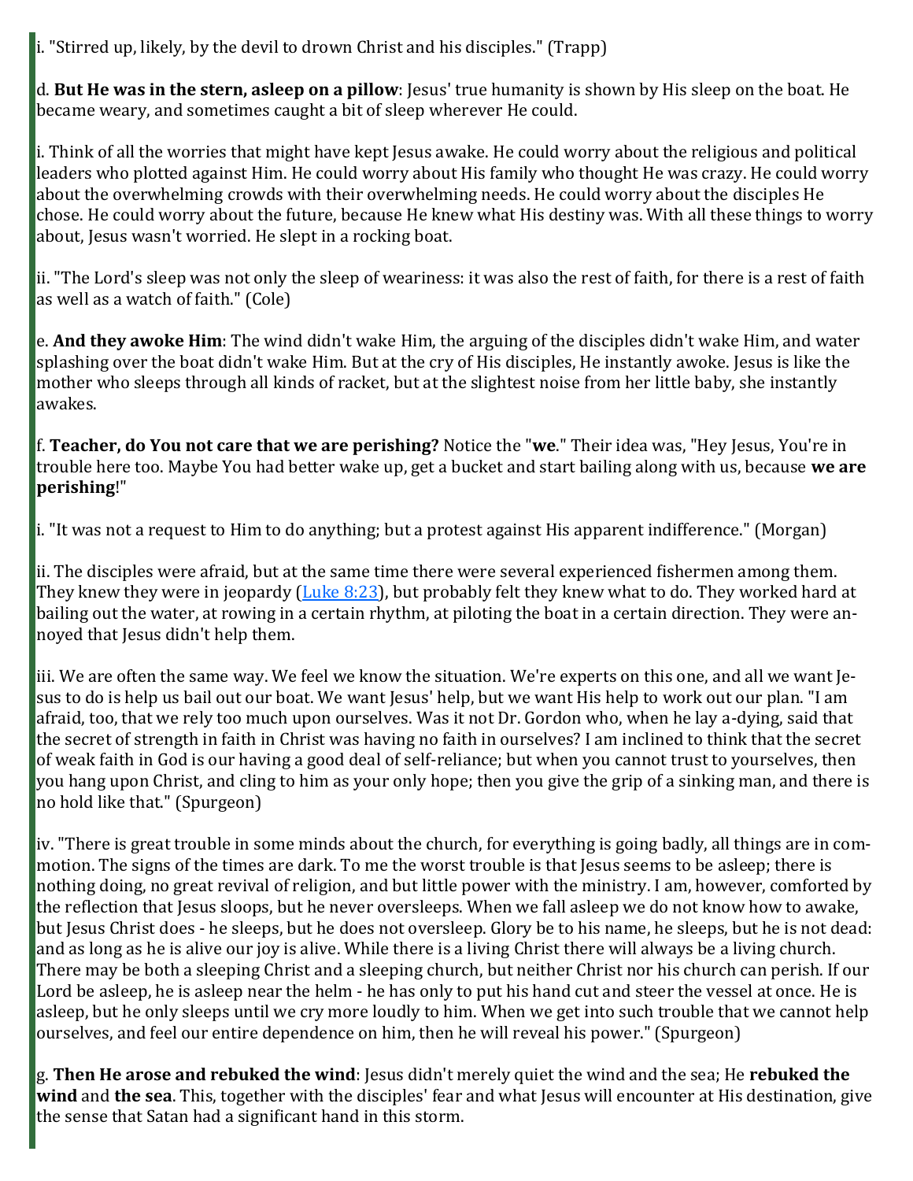i. "Stirred up, likely, by the devil to drown Christ and his disciples." (Trapp)

d. **But He was in the stern, asleep on a pillow**: Jesus' true humanity is shown by His sleep on the boat. He became weary, and sometimes caught a bit of sleep wherever He could.

i. Think of all the worries that might have kept Jesus awake. He could worry about the religious and political leaders who plotted against Him. He could worry about His family who thought He was crazy. He could worry about the overwhelming crowds with their overwhelming needs. He could worry about the disciples He chose. He could worry about the future, because He knew what His destiny was. With all these things to worry about, Jesus wasn't worried. He slept in a rocking boat.

ii. "The Lord's sleep was not only the sleep of weariness: it was also the rest of faith, for there is a rest of faith as well as a watch of faith." (Cole)

e. **And they awoke Him**: The wind didn't wake Him, the arguing of the disciples didn't wake Him, and water splashing over the boat didn't wake Him. But at the cry of His disciples, He instantly awoke. Jesus is like the mother who sleeps through all kinds of racket, but at the slightest noise from her little baby, she instantly awakes.

f. **Teacher, do You not care that we are perishing?** Notice the "**we**." Their idea was, "Hey Jesus, You're in trouble here too. Maybe You had better wake up, get a bucket and start bailing along with us, because **we are perishing**!"

i. "It was not a request to Him to do anything; but a protest against His apparent indifference." (Morgan)

ii. The disciples were afraid, but at the same time there were several experienced fishermen among them. They knew they were in jeopardy ([Luke 8:23]), but probably felt they knew what to do. They worked hard at bailing out the water, at rowing in a certain rhythm, at piloting the boat in a certain direction. They were annoyed that Jesus didn't help them.

iii. We are often the same way. We feel we know the situation. We're experts on this one, and all we want Jesus to do is help us bail out our boat. We want Jesus' help, but we want His help to work out our plan. "I am afraid, too, that we rely too much upon ourselves. Was it not Dr. Gordon who, when he lay a-dying, said that the secret of strength in faith in Christ was having no faith in ourselves? I am inclined to think that the secret of weak faith in God is our having a good deal of self-reliance; but when you cannot trust to yourselves, then you hang upon Christ, and cling to him as your only hope; then you give the grip of a sinking man, and there is no hold like that." (Spurgeon)

iv. "There is great trouble in some minds about the church, for everything is going badly, all things are in commotion. The signs of the times are dark. To me the worst trouble is that Jesus seems to be asleep; there is nothing doing, no great revival of religion, and but little power with the ministry. I am, however, comforted by the reflection that Jesus sloops, but he never oversleeps. When we fall asleep we do not know how to awake, but Jesus Christ does - he sleeps, but he does not oversleep. Glory be to his name, he sleeps, but he is not dead: and as long as he is alive our joy is alive. While there is a living Christ there will always be a living church. There may be both a sleeping Christ and a sleeping church, but neither Christ nor his church can perish. If our Lord be asleep, he is asleep near the helm - he has only to put his hand cut and steer the vessel at once. He is asleep, but he only sleeps until we cry more loudly to him. When we get into such trouble that we cannot help ourselves, and feel our entire dependence on him, then he will reveal his power." (Spurgeon)

g. **Then He arose and rebuked the wind**: Jesus didn't merely quiet the wind and the sea; He **rebuked the wind** and **the sea**. This, together with the disciples' fear and what Jesus will encounter at His destination, give the sense that Satan had a significant hand in this storm.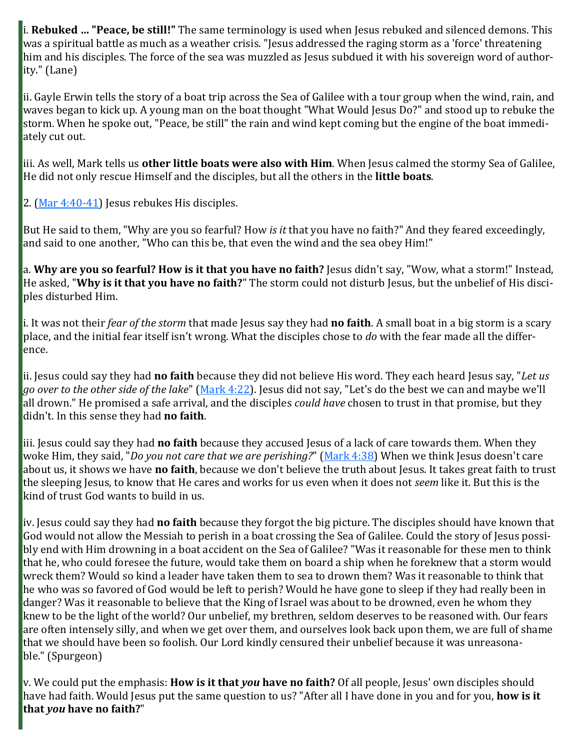i. **Rebuked ... "Peace, be still!"** The same terminology is used when Jesus rebuked and silenced demons. This was a spiritual battle as much as a weather crisis. "Jesus addressed the raging storm as a 'force' threatening him and his disciples. The force of the sea was muzzled as Jesus subdued it with his sovereign word of authority." (Lane)

ii. Gayle Erwin tells the story of a boat trip across the Sea of Galilee with a tour group when the wind, rain, and waves began to kick up. A young man on the boat thought "What Would Jesus Do?" and stood up to rebuke the storm. When he spoke out, "Peace, be still" the rain and wind kept coming but the engine of the boat immediately cut out.

iii. As well, Mark tells us **other little boats were also with Him**. When Jesus calmed the stormy Sea of Galilee, He did not only rescue Himself and the disciples, but all the others in the **little boats**.

2. (Mar 4:40-41) Jesus rebukes His disciples.

But He said to them, "Why are you so fearful? How *is it* that you have no faith?" And they feared exceedingly, and said to one another, "Who can this be, that even the wind and the sea obey Him!"

a. **Why are you so fearful? How is it that you have no faith?** Jesus didn't say, "Wow, what a storm!" Instead, He asked, "**Why is it that you have no faith?**" The storm could not disturb Jesus, but the unbelief of His disciples disturbed Him.

i. It was not their *fear of the storm* that made Jesus say they had **no faith**. A small boat in a big storm is a scary place, and the initial fear itself isn't wrong. What the disciples chose to *do* with the fear made all the difference.

ii. Jesus could say they had **no faith** because they did not believe His word. They each heard Jesus say, "*Let us go over to the other side of the lake*" (Mark 4:22). Jesus did not say, "Let's do the best we can and maybe we'll all drown." He promised a safe arrival, and the disciples *could have* chosen to trust in that promise, but they didn't. In this sense they had **no faith**.

iii. Jesus could say they had **no faith** because they accused Jesus of a lack of care towards them. When they woke Him, they said, "*Do you not care that we are perishing?*" (Mark 4:38) When we think Jesus doesn't care about us, it shows we have **no faith**, because we don't believe the truth about Jesus. It takes great faith to trust the sleeping Jesus, to know that He cares and works for us even when it does not *seem* like it. But this is the kind of trust God wants to build in us.

iv. Jesus could say they had **no faith** because they forgot the big picture. The disciples should have known that God would not allow the Messiah to perish in a boat crossing the Sea of Galilee. Could the story of Jesus possibly end with Him drowning in a boat accident on the Sea of Galilee? "Was it reasonable for these men to think that he, who could foresee the future, would take them on board a ship when he foreknew that a storm would wreck them? Would so kind a leader have taken them to sea to drown them? Was it reasonable to think that he who was so favored of God would be left to perish? Would he have gone to sleep if they had really been in danger? Was it reasonable to believe that the King of Israel was about to be drowned, even he whom they knew to be the light of the world? Our unbelief, my brethren, seldom deserves to be reasoned with. Our fears are often intensely silly, and when we get over them, and ourselves look back upon them, we are full of shame that we should have been so foolish. Our Lord kindly censured their unbelief because it was unreasonable." (Spurgeon)

v. We could put the emphasis: **How is it that *you* have no faith?** Of all people, Jesus' own disciples should have had faith. Would Jesus put the same question to us? "After all I have done in you and for you, **how is it that *you* have no faith?**"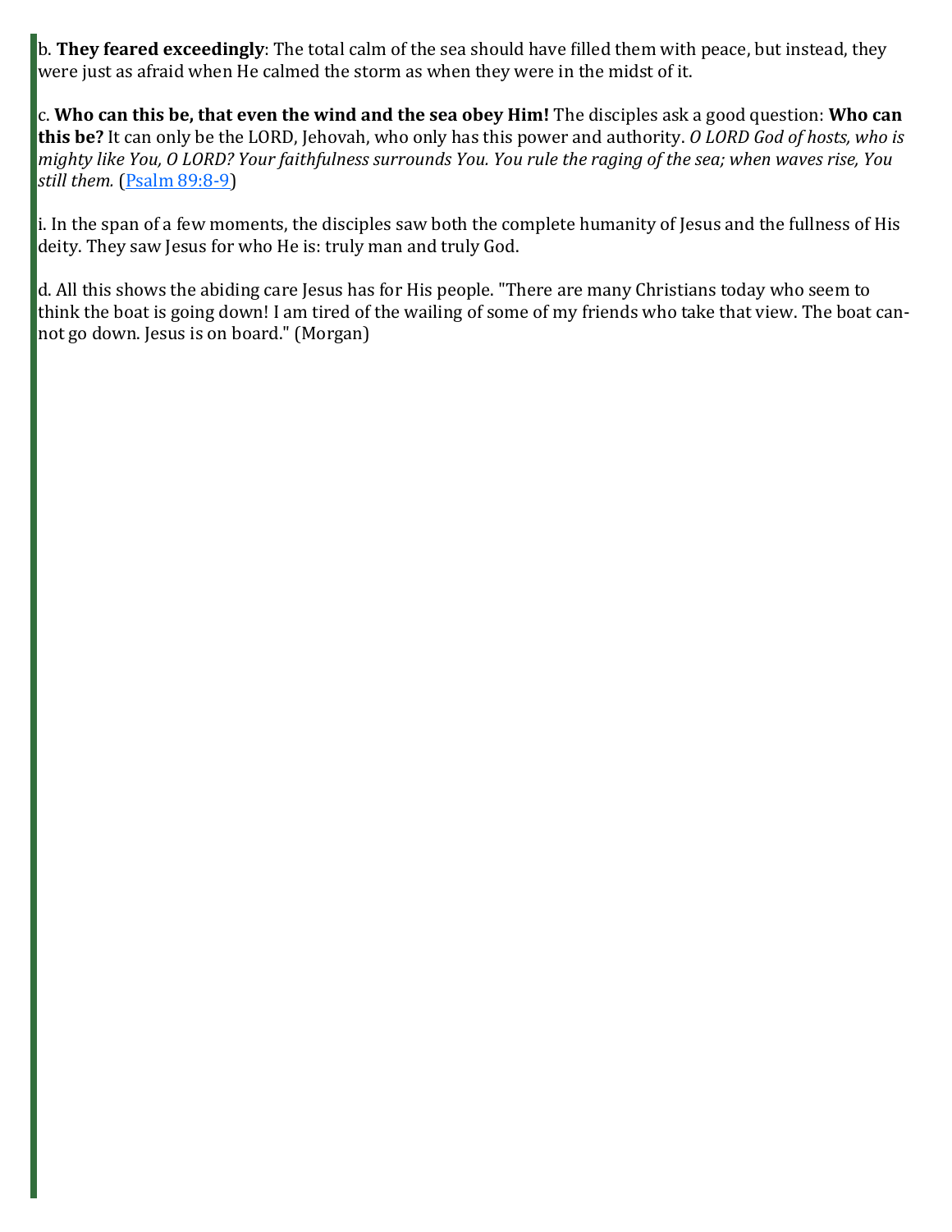b. **They feared exceedingly**: The total calm of the sea should have filled them with peace, but instead, they were just as afraid when He calmed the storm as when they were in the midst of it.

c. **Who can this be, that even the wind and the sea obey Him!** The disciples ask a good question: **Who can this be?** It can only be the LORD, Jehovah, who only has this power and authority. *O LORD God of hosts, who is mighty like You, O LORD? Your faithfulness surrounds You. You rule the raging of the sea; when waves rise, You still them.* (Psalm 89:8-9)

i. In the span of a few moments, the disciples saw both the complete humanity of Jesus and the fullness of His deity. They saw Jesus for who He is: truly man and truly God.

d. All this shows the abiding care Jesus has for His people. "There are many Christians today who seem to think the boat is going down! I am tired of the wailing of some of my friends who take that view. The boat cannot go down. Jesus is on board." (Morgan)